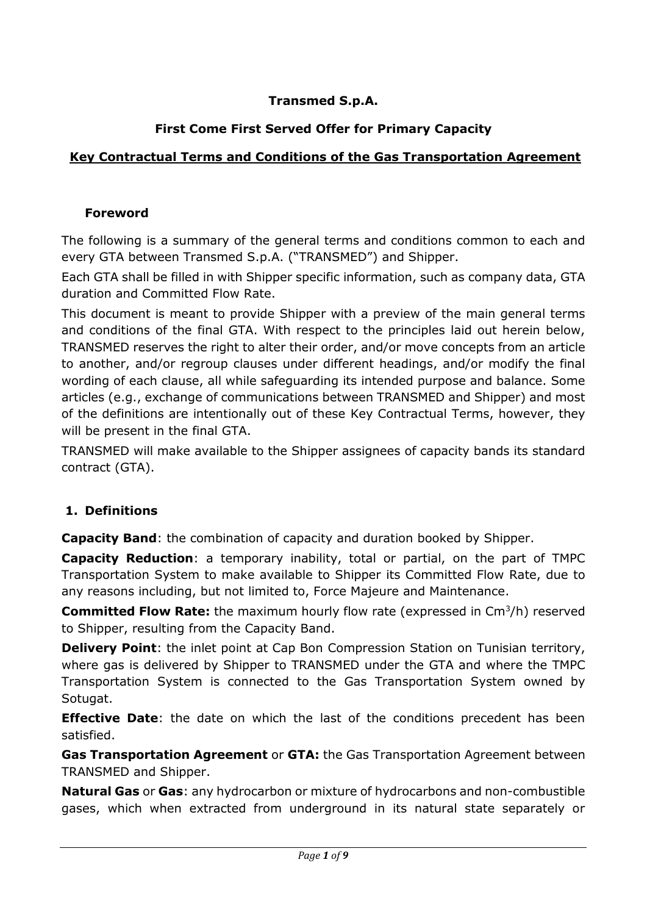**Transmed S.p.A.**

**First Come First Served Offer for Primary Capacity**

**Key Contractual Terms and Conditions of the Gas Transportation Agreement**

## Foreword

The following is a summary of the general terms and conditions common to each and every GTA between Transmed S.p.A. ("TRANSMED") and Shipper.

Each GTA shall be filled in with Shipper specific information, such as company data, GTA duration and Committed Flow Rate.

This document is meant to provide Shipper with a preview of the main general terms and conditions of the final GTA. With respect to the principles laid out herein below, TRANSMED reserves the right to alter their order, and/or move concepts from an article to another, and/or regroup clauses under different headings, and/or modify the final wording of each clause, all while safeguarding its intended purpose and balance. Some articles (e.g., exchange of communications between TRANSMED and Shipper) and most of the definitions are intentionally out of these Key Contractual Terms, however, they will be present in the final GTA.

TRANSMED will make available to the Shipper assignees of capacity bands its standard contract (GTA).

## 1. Definitions

**Capacity Band**: the combination of capacity and duration booked by Shipper.

**Capacity Reduction**: a temporary inability, total or partial, on the part of TMPC Transportation System to make available to Shipper its Committed Flow Rate, due to any reasons including, but not limited to, Force Majeure and Maintenance.

**Committed Flow Rate:** the maximum hourly flow rate (expressed in $Cm^3/h$) reserved to Shipper, resulting from the Capacity Band.

**Delivery Point**: the inlet point at Cap Bon Compression Station on Tunisian territory, where gas is delivered by Shipper to TRANSMED under the GTA and where the TMPC Transportation System is connected to the Gas Transportation System owned by Sotugat.

**Effective Date**: the date on which the last of the conditions precedent has been satisfied.

**Gas Transportation Agreement** or **GTA:** the Gas Transportation Agreement between TRANSMED and Shipper.

**Natural Gas** or **Gas**: any hydrocarbon or mixture of hydrocarbons and non-combustible gases, which when extracted from underground in its natural state separately or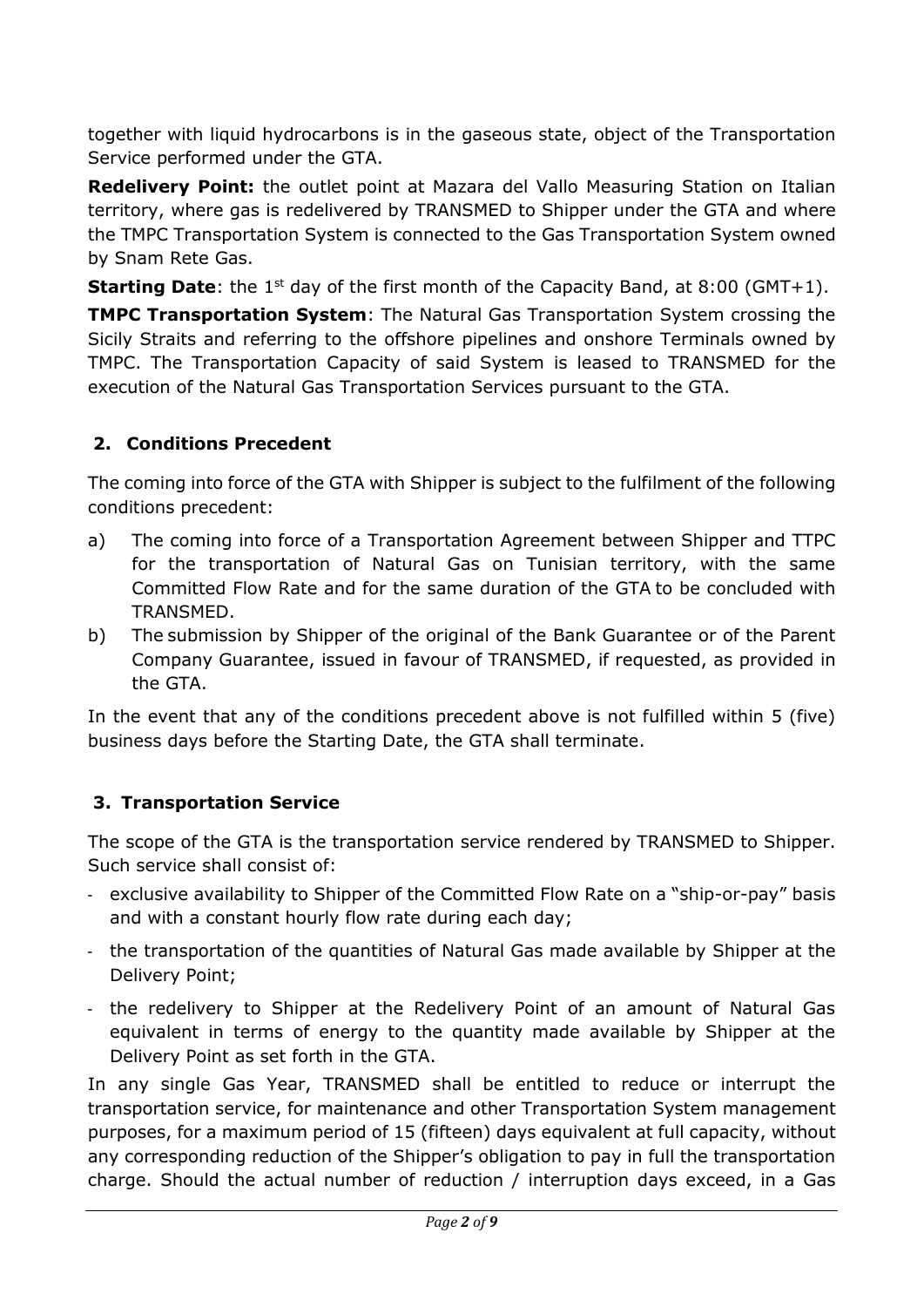together with liquid hydrocarbons is in the gaseous state, object of the Transportation Service performed under the GTA.

**Redelivery Point:** the outlet point at Mazara del Vallo Measuring Station on Italian territory, where gas is redelivered by TRANSMED to Shipper under the GTA and where the TMPC Transportation System is connected to the Gas Transportation System owned by Snam Rete Gas.

**Starting Date**: the 1st day of the first month of the Capacity Band, at 8:00 (GMT+1).

**TMPC Transportation System**: The Natural Gas Transportation System crossing the Sicily Straits and referring to the offshore pipelines and onshore Terminals owned by TMPC. The Transportation Capacity of said System is leased to TRANSMED for the execution of the Natural Gas Transportation Services pursuant to the GTA.

## 2. Conditions Precedent

The coming into force of the GTA with Shipper is subject to the fulfilment of the following conditions precedent:

a) The coming into force of a Transportation Agreement between Shipper and TTPC for the transportation of Natural Gas on Tunisian territory, with the same Committed Flow Rate and for the same duration of the GTA to be concluded with TRANSMED.

b) The submission by Shipper of the original of the Bank Guarantee or of the Parent Company Guarantee, issued in favour of TRANSMED, if requested, as provided in the GTA.

In the event that any of the conditions precedent above is not fulfilled within 5 (five) business days before the Starting Date, the GTA shall terminate.

## 3. Transportation Service

The scope of the GTA is the transportation service rendered by TRANSMED to Shipper. Such service shall consist of:

- exclusive availability to Shipper of the Committed Flow Rate on a "ship-or-pay" basis and with a constant hourly flow rate during each day;
- the transportation of the quantities of Natural Gas made available by Shipper at the Delivery Point;
- the redelivery to Shipper at the Redelivery Point of an amount of Natural Gas equivalent in terms of energy to the quantity made available by Shipper at the Delivery Point as set forth in the GTA.

In any single Gas Year, TRANSMED shall be entitled to reduce or interrupt the transportation service, for maintenance and other Transportation System management purposes, for a maximum period of 15 (fifteen) days equivalent at full capacity, without any corresponding reduction of the Shipper's obligation to pay in full the transportation charge. Should the actual number of reduction / interruption days exceed, in a Gas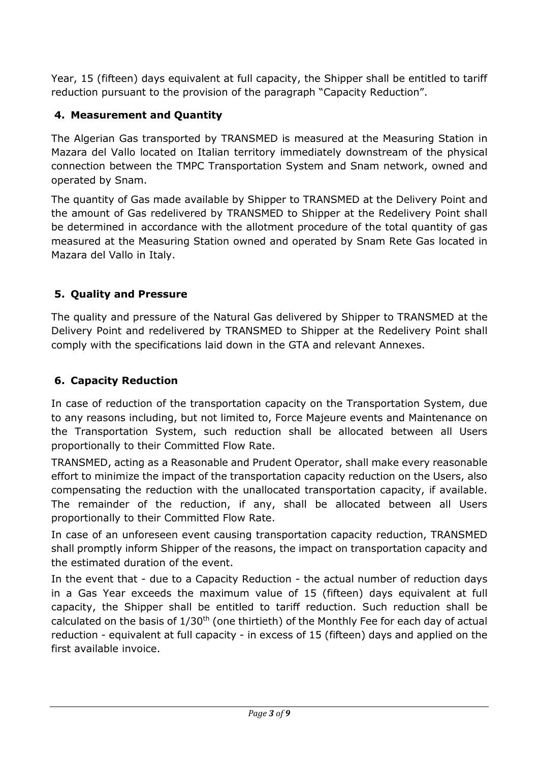Year, 15 (fifteen) days equivalent at full capacity, the Shipper shall be entitled to tariff reduction pursuant to the provision of the paragraph "Capacity Reduction".

## 4. Measurement and Quantity

The Algerian Gas transported by TRANSMED is measured at the Measuring Station in Mazara del Vallo located on Italian territory immediately downstream of the physical connection between the TMPC Transportation System and Snam network, owned and operated by Snam.

The quantity of Gas made available by Shipper to TRANSMED at the Delivery Point and the amount of Gas redelivered by TRANSMED to Shipper at the Redelivery Point shall be determined in accordance with the allotment procedure of the total quantity of gas measured at the Measuring Station owned and operated by Snam Rete Gas located in Mazara del Vallo in Italy.

## 5. Quality and Pressure

The quality and pressure of the Natural Gas delivered by Shipper to TRANSMED at the Delivery Point and redelivered by TRANSMED to Shipper at the Redelivery Point shall comply with the specifications laid down in the GTA and relevant Annexes.

## 6. Capacity Reduction

In case of reduction of the transportation capacity on the Transportation System, due to any reasons including, but not limited to, Force Majeure events and Maintenance on the Transportation System, such reduction shall be allocated between all Users proportionally to their Committed Flow Rate.

TRANSMED, acting as a Reasonable and Prudent Operator, shall make every reasonable effort to minimize the impact of the transportation capacity reduction on the Users, also compensating the reduction with the unallocated transportation capacity, if available. The remainder of the reduction, if any, shall be allocated between all Users proportionally to their Committed Flow Rate.

In case of an unforeseen event causing transportation capacity reduction, TRANSMED shall promptly inform Shipper of the reasons, the impact on transportation capacity and the estimated duration of the event.

In the event that - due to a Capacity Reduction - the actual number of reduction days in a Gas Year exceeds the maximum value of 15 (fifteen) days equivalent at full capacity, the Shipper shall be entitled to tariff reduction. Such reduction shall be calculated on the basis of $1/30^{th}$ (one thirtieth) of the Monthly Fee for each day of actual reduction - equivalent at full capacity - in excess of 15 (fifteen) days and applied on the first available invoice.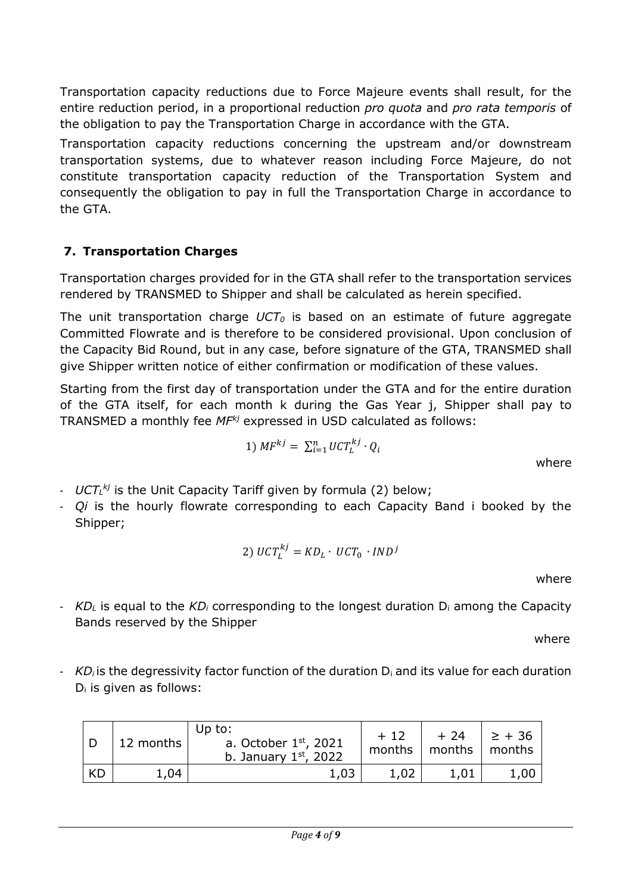Transportation capacity reductions due to Force Majeure events shall result, for the entire reduction period, in a proportional reduction *pro quota* and *pro rata temporis* of the obligation to pay the Transportation Charge in accordance with the GTA.

Transportation capacity reductions concerning the upstream and/or downstream transportation systems, due to whatever reason including Force Majeure, do not constitute transportation capacity reduction of the Transportation System and consequently the obligation to pay in full the Transportation Charge in accordance to the GTA.

## 7. Transportation Charges

Transportation charges provided for in the GTA shall refer to the transportation services rendered by TRANSMED to Shipper and shall be calculated as herein specified.

The unit transportation charge $UCT_0$ is based on an estimate of future aggregate Committed Flowrate and is therefore to be considered provisional. Upon conclusion of the Capacity Bid Round, but in any case, before signature of the GTA, TRANSMED shall give Shipper written notice of either confirmation or modification of these values.

Starting from the first day of transportation under the GTA and for the entire duration of the GTA itself, for each month k during the Gas Year j, Shipper shall pay to TRANSMED a monthly fee $MF^{kj}$ expressed in USD calculated as follows:

$$1)\ MF^{kj} = \sum_{i=1}^{n} UCT_L^{kj} \cdot Q_i$$

where

- $UCT_L^{kj}$ is the Unit Capacity Tariff given by formula (2) below;
- $Q_i$ is the hourly flowrate corresponding to each Capacity Band i booked by the Shipper;

$$2)\ UCT_L^{kj} = KD_L \cdot UCT_0 \cdot IND^j$$

where

- $KD_L$ is equal to the $KD_i$ corresponding to the longest duration $D_i$ among the Capacity Bands reserved by the Shipper

where

- $KD_i$ is the degressivity factor function of the duration $D_i$ and its value for each duration $D_i$ is given as follows:

| D | 12 months | Up to: a. October 1st, 2021 b. January 1st, 2022 | + 12 months | + 24 months | ≥ + 36 months |
|---|---|---|---|---|---|
| KD | 1,04 | 1,03 | 1,02 | 1,01 | 1,00 |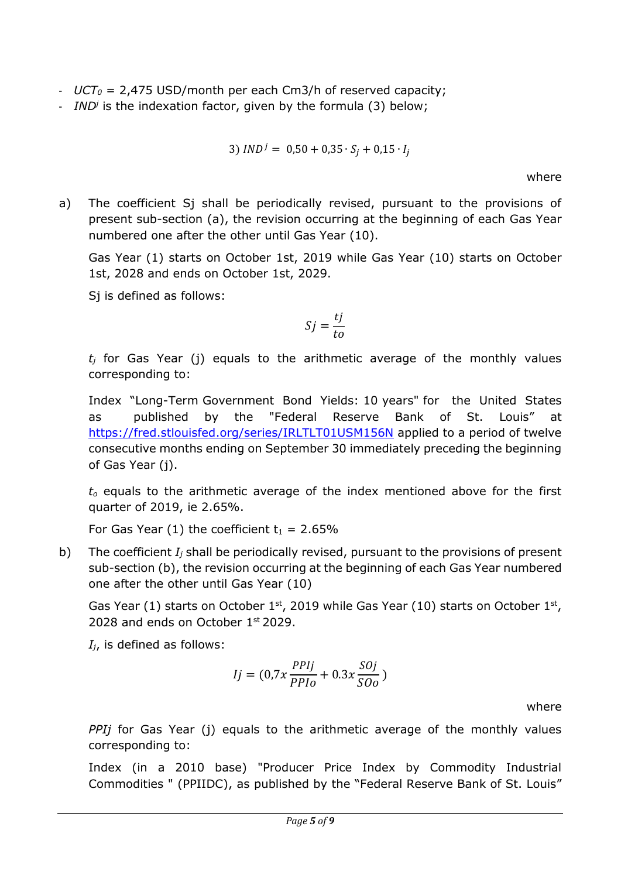- $UCT_0$ = 2,475 USD/month per each Cm3/h of reserved capacity;
- $IND^j$ is the indexation factor, given by the formula (3) below;

$$3)\ IND^j = 0{,}50 + 0{,}35 \cdot S_j + 0{,}15 \cdot I_j$$

where

a) The coefficient Sj shall be periodically revised, pursuant to the provisions of present sub-section (a), the revision occurring at the beginning of each Gas Year numbered one after the other until Gas Year (10).

   Gas Year (1) starts on October 1st, 2019 while Gas Year (10) starts on October 1st, 2028 and ends on October 1st, 2029.

   Sj is defined as follows:

$$Sj = \frac{tj}{to}$$

   $t_j$ for Gas Year (j) equals to the arithmetic average of the monthly values corresponding to:

   Index "Long-Term Government Bond Yields: 10 years" for the United States as published by the "Federal Reserve Bank of St. Louis" at https://fred.stlouisfed.org/series/IRLTLT01USM156N applied to a period of twelve consecutive months ending on September 30 immediately preceding the beginning of Gas Year (j).

   $t_o$ equals to the arithmetic average of the index mentioned above for the first quarter of 2019, ie 2.65%.

   For Gas Year (1) the coefficient $t_1$ = 2.65%

b) The coefficient $I_j$ shall be periodically revised, pursuant to the provisions of present sub-section (b), the revision occurring at the beginning of each Gas Year numbered one after the other until Gas Year (10)

   Gas Year (1) starts on October 1st, 2019 while Gas Year (10) starts on October 1st, 2028 and ends on October 1st 2029.

   $I_j$, is defined as follows:

$$Ij = (0{,}7x\frac{PPIj}{PPIo} + 0.3x\frac{SOj}{SOo})$$

where

   *PPIj* for Gas Year (j) equals to the arithmetic average of the monthly values corresponding to:

   Index (in a 2010 base) "Producer Price Index by Commodity Industrial Commodities " (PPIIDC), as published by the "Federal Reserve Bank of St. Louis"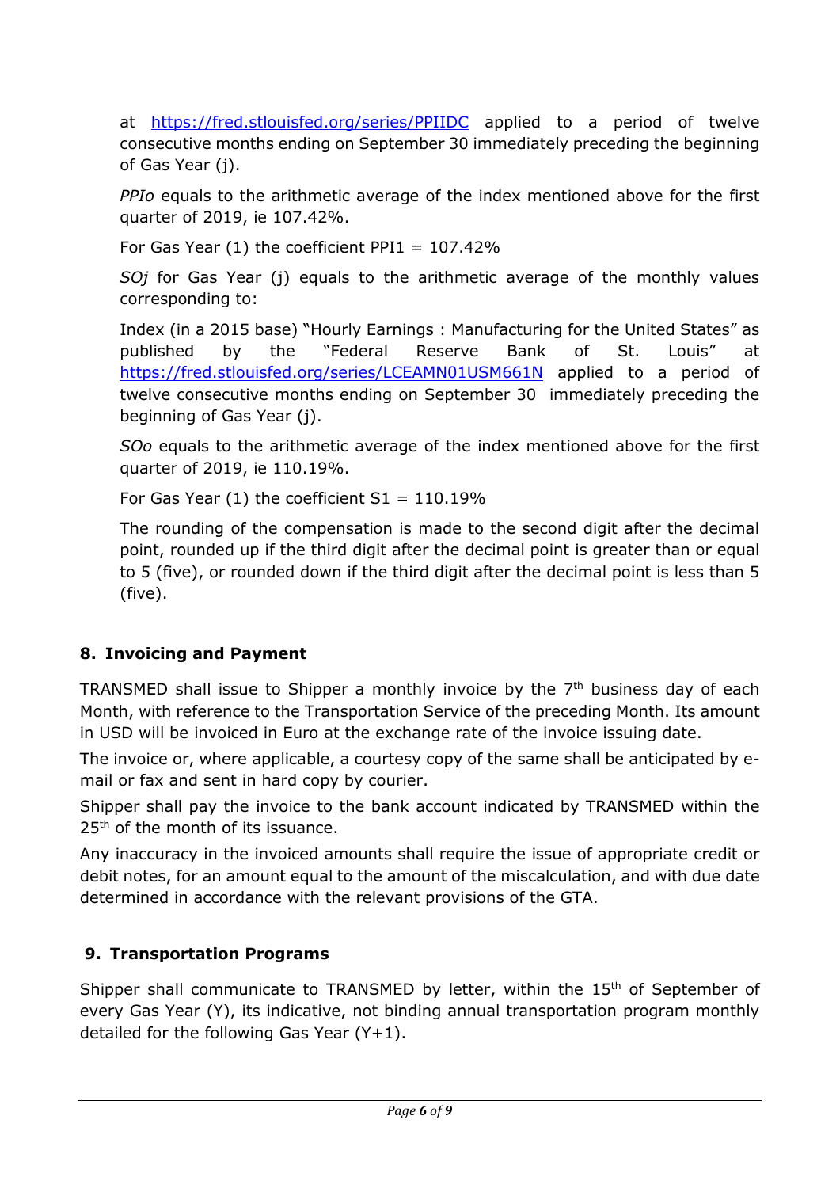at https://fred.stlouisfed.org/series/PPIIDC applied to a period of twelve consecutive months ending on September 30 immediately preceding the beginning of Gas Year (j).

*PPIo* equals to the arithmetic average of the index mentioned above for the first quarter of 2019, ie 107.42%.

For Gas Year (1) the coefficient PPI1 = 107.42%

*SOj* for Gas Year (j) equals to the arithmetic average of the monthly values corresponding to:

Index (in a 2015 base) "Hourly Earnings : Manufacturing for the United States" as published by the "Federal Reserve Bank of St. Louis" at https://fred.stlouisfed.org/series/LCEAMN01USM661N applied to a period of twelve consecutive months ending on September 30 immediately preceding the beginning of Gas Year (j).

*SOo* equals to the arithmetic average of the index mentioned above for the first quarter of 2019, ie 110.19%.

For Gas Year (1) the coefficient S1 = 110.19%

The rounding of the compensation is made to the second digit after the decimal point, rounded up if the third digit after the decimal point is greater than or equal to 5 (five), or rounded down if the third digit after the decimal point is less than 5 (five).

## 8. Invoicing and Payment

TRANSMED shall issue to Shipper a monthly invoice by the 7th business day of each Month, with reference to the Transportation Service of the preceding Month. Its amount in USD will be invoiced in Euro at the exchange rate of the invoice issuing date.

The invoice or, where applicable, a courtesy copy of the same shall be anticipated by e-mail or fax and sent in hard copy by courier.

Shipper shall pay the invoice to the bank account indicated by TRANSMED within the 25th of the month of its issuance.

Any inaccuracy in the invoiced amounts shall require the issue of appropriate credit or debit notes, for an amount equal to the amount of the miscalculation, and with due date determined in accordance with the relevant provisions of the GTA.

## 9. Transportation Programs

Shipper shall communicate to TRANSMED by letter, within the 15th of September of every Gas Year (Y), its indicative, not binding annual transportation program monthly detailed for the following Gas Year (Y+1).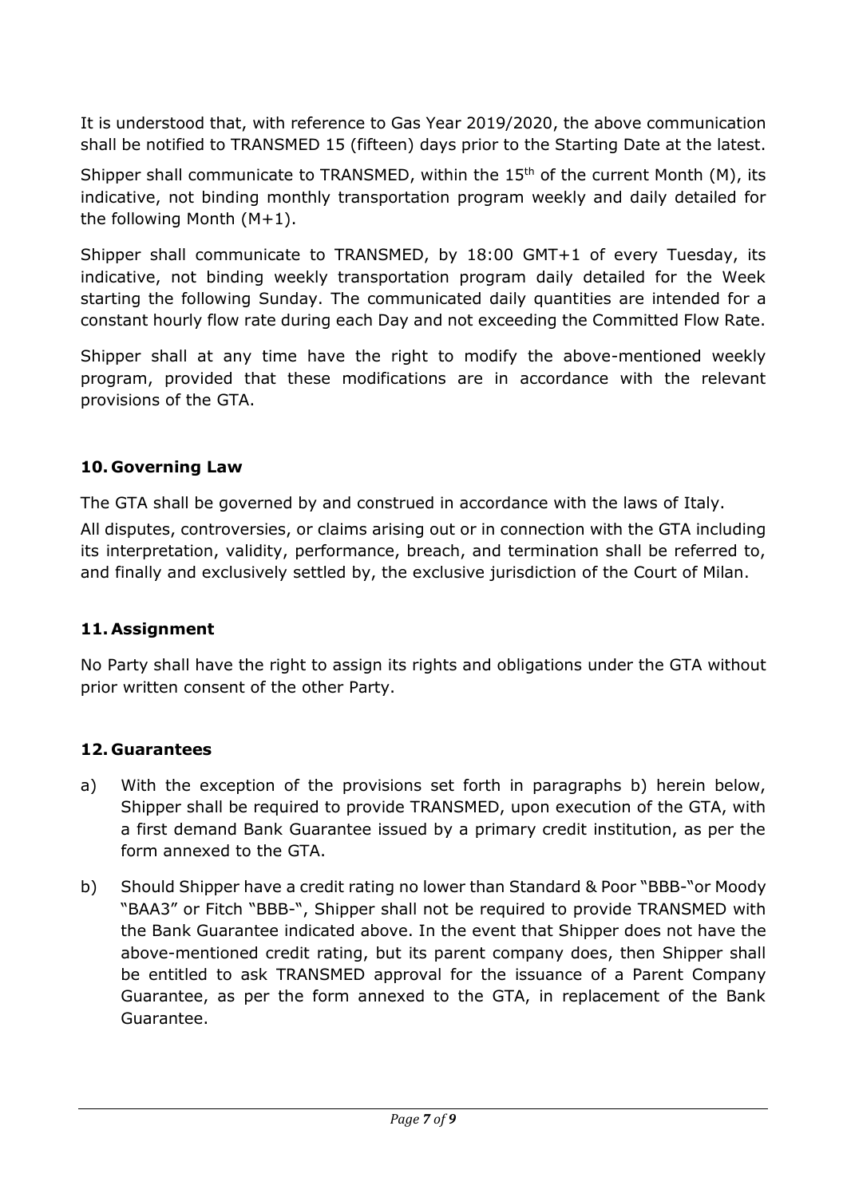It is understood that, with reference to Gas Year 2019/2020, the above communication shall be notified to TRANSMED 15 (fifteen) days prior to the Starting Date at the latest.

Shipper shall communicate to TRANSMED, within the 15th of the current Month (M), its indicative, not binding monthly transportation program weekly and daily detailed for the following Month (M+1).

Shipper shall communicate to TRANSMED, by 18:00 GMT+1 of every Tuesday, its indicative, not binding weekly transportation program daily detailed for the Week starting the following Sunday. The communicated daily quantities are intended for a constant hourly flow rate during each Day and not exceeding the Committed Flow Rate.

Shipper shall at any time have the right to modify the above-mentioned weekly program, provided that these modifications are in accordance with the relevant provisions of the GTA.

## 10. Governing Law

The GTA shall be governed by and construed in accordance with the laws of Italy.

All disputes, controversies, or claims arising out or in connection with the GTA including its interpretation, validity, performance, breach, and termination shall be referred to, and finally and exclusively settled by, the exclusive jurisdiction of the Court of Milan.

## 11. Assignment

No Party shall have the right to assign its rights and obligations under the GTA without prior written consent of the other Party.

## 12. Guarantees

a) With the exception of the provisions set forth in paragraphs b) herein below, Shipper shall be required to provide TRANSMED, upon execution of the GTA, with a first demand Bank Guarantee issued by a primary credit institution, as per the form annexed to the GTA.

b) Should Shipper have a credit rating no lower than Standard & Poor "BBB-"or Moody "BAA3" or Fitch "BBB-", Shipper shall not be required to provide TRANSMED with the Bank Guarantee indicated above. In the event that Shipper does not have the above-mentioned credit rating, but its parent company does, then Shipper shall be entitled to ask TRANSMED approval for the issuance of a Parent Company Guarantee, as per the form annexed to the GTA, in replacement of the Bank Guarantee.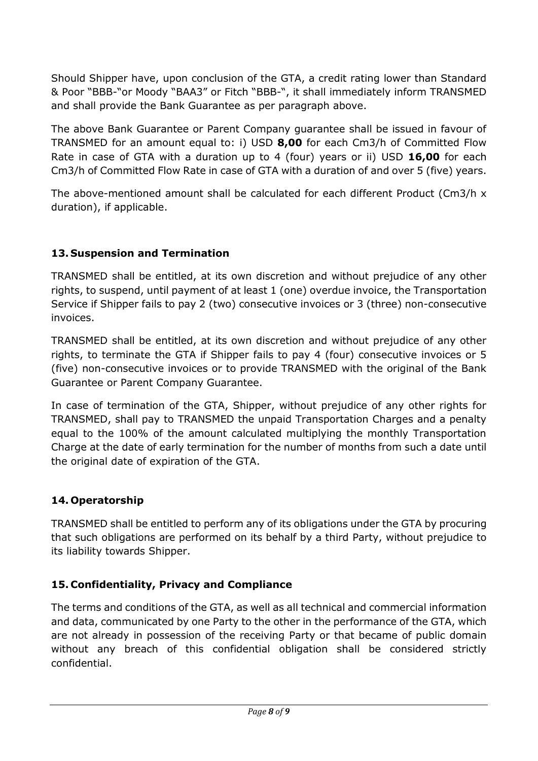Should Shipper have, upon conclusion of the GTA, a credit rating lower than Standard & Poor "BBB-"or Moody "BAA3" or Fitch "BBB-", it shall immediately inform TRANSMED and shall provide the Bank Guarantee as per paragraph above.

The above Bank Guarantee or Parent Company guarantee shall be issued in favour of TRANSMED for an amount equal to: i) USD **8,00** for each Cm3/h of Committed Flow Rate in case of GTA with a duration up to 4 (four) years or ii) USD **16,00** for each Cm3/h of Committed Flow Rate in case of GTA with a duration of and over 5 (five) years.

The above-mentioned amount shall be calculated for each different Product (Cm3/h x duration), if applicable.

## 13. Suspension and Termination

TRANSMED shall be entitled, at its own discretion and without prejudice of any other rights, to suspend, until payment of at least 1 (one) overdue invoice, the Transportation Service if Shipper fails to pay 2 (two) consecutive invoices or 3 (three) non-consecutive invoices.

TRANSMED shall be entitled, at its own discretion and without prejudice of any other rights, to terminate the GTA if Shipper fails to pay 4 (four) consecutive invoices or 5 (five) non-consecutive invoices or to provide TRANSMED with the original of the Bank Guarantee or Parent Company Guarantee.

In case of termination of the GTA, Shipper, without prejudice of any other rights for TRANSMED, shall pay to TRANSMED the unpaid Transportation Charges and a penalty equal to the 100% of the amount calculated multiplying the monthly Transportation Charge at the date of early termination for the number of months from such a date until the original date of expiration of the GTA.

## 14. Operatorship

TRANSMED shall be entitled to perform any of its obligations under the GTA by procuring that such obligations are performed on its behalf by a third Party, without prejudice to its liability towards Shipper.

## 15. Confidentiality, Privacy and Compliance

The terms and conditions of the GTA, as well as all technical and commercial information and data, communicated by one Party to the other in the performance of the GTA, which are not already in possession of the receiving Party or that became of public domain without any breach of this confidential obligation shall be considered strictly confidential.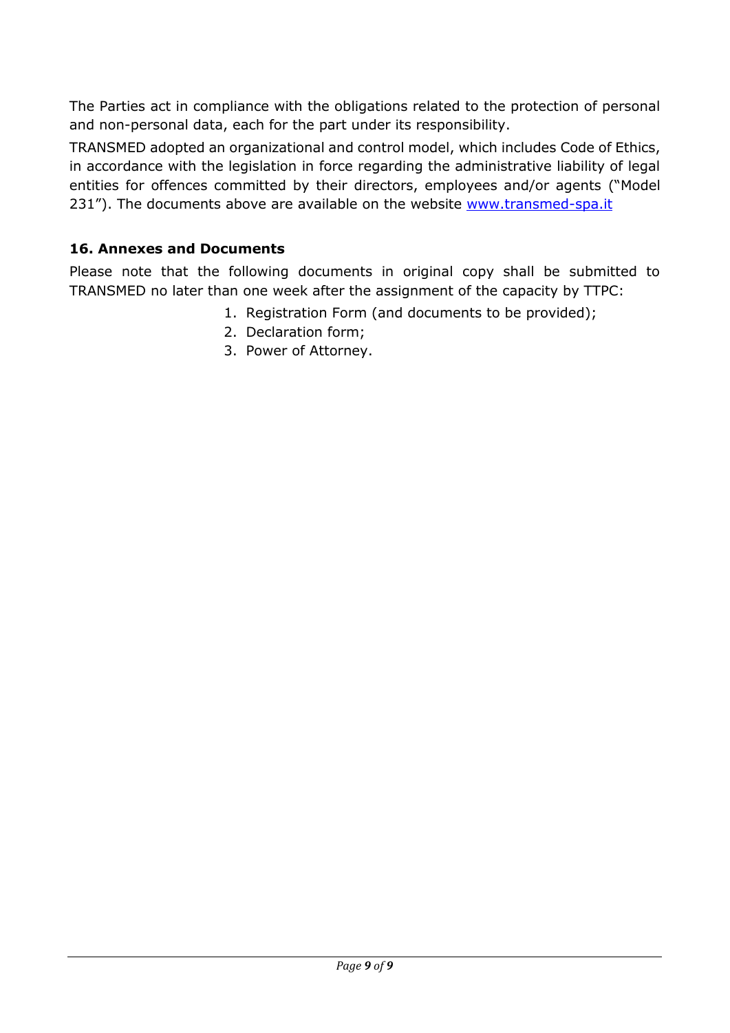The Parties act in compliance with the obligations related to the protection of personal and non-personal data, each for the part under its responsibility.

TRANSMED adopted an organizational and control model, which includes Code of Ethics, in accordance with the legislation in force regarding the administrative liability of legal entities for offences committed by their directors, employees and/or agents ("Model 231"). The documents above are available on the website www.transmed-spa.it

## 16. Annexes and Documents

Please note that the following documents in original copy shall be submitted to TRANSMED no later than one week after the assignment of the capacity by TTPC:

1. Registration Form (and documents to be provided);
2. Declaration form;
3. Power of Attorney.